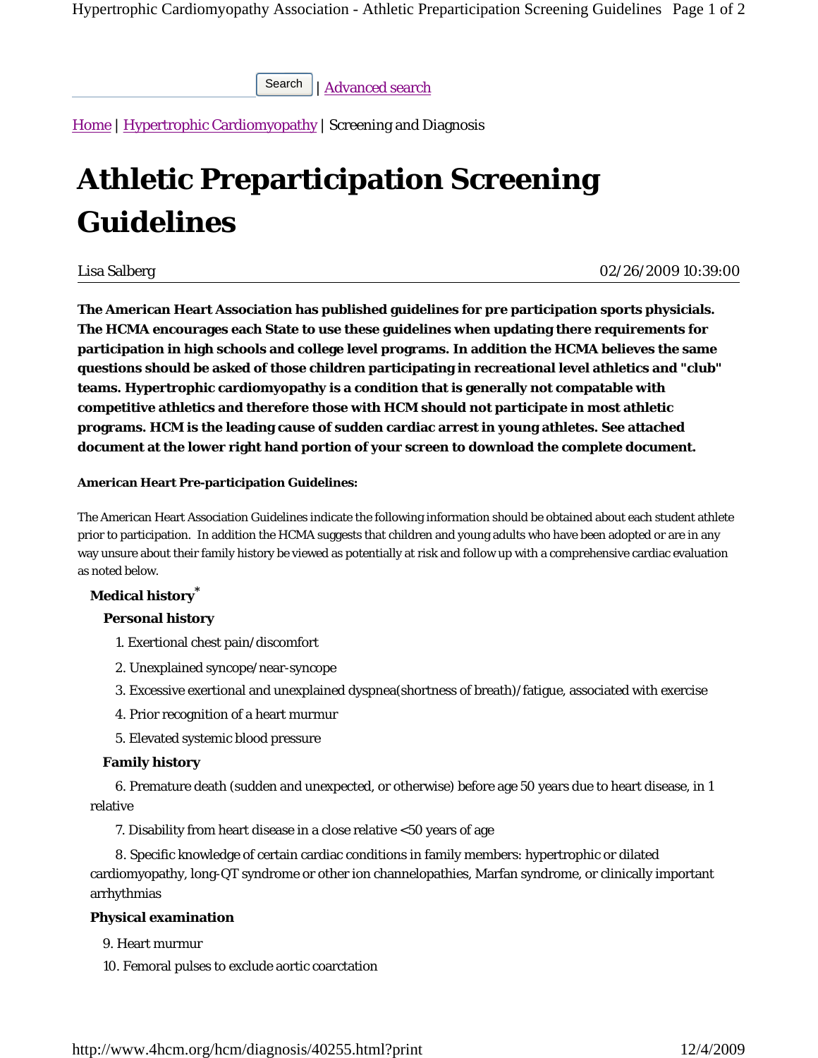Search | Advanced search

Home | Hypertrophic Cardiomyopathy | Screening and Diagnosis

# Athletic Preparticipation Screening Guidelines

Lisa Salberg 02/26/2009 10:39:00

**The American Heart Association has published guidelines for pre participation sports physicials. The HCMA encourages each State to use these guidelines when updating there requirements for participation in high schools and college level programs. In addition the HCMA believes the same questions should be asked of those children participating in recreational level athletics and "club" teams. Hypertrophic cardiomyopathy is a condition that is generally not compatable with competitive athletics and therefore those with HCM should not participate in most athletic programs. HCM is the leading cause of sudden cardiac arrest in young athletes. See attached document at the lower right hand portion of your screen to download the complete document.**

**American Heart Pre-participation Guidelines:**

The American Heart Association Guidelines indicate the following information should be obtained about each student athlete prior to participation. In addition the HCMA suggests that children and young adults who have been adopted or are in any way unsure about their family history be viewed as potentially at risk and follow up with a comprehensive cardiac evaluation as noted below.

**Medical history***

**Personal history**

1. Exertional chest pain/discomfort
2. Unexplained syncope/near-syncope
3. Excessive exertional and unexplained dyspnea(shortness of breath)/fatigue, associated with exercise
4. Prior recognition of a heart murmur
5. Elevated systemic blood pressure

**Family history**

6. Premature death (sudden and unexpected, or otherwise) before age 50 years due to heart disease, in 1 relative
7. Disability from heart disease in a close relative <50 years of age
8. Specific knowledge of certain cardiac conditions in family members: hypertrophic or dilated cardiomyopathy, long-QT syndrome or other ion channelopathies, Marfan syndrome, or clinically important arrhythmias

**Physical examination**

9. Heart murmur
10. Femoral pulses to exclude aortic coarctation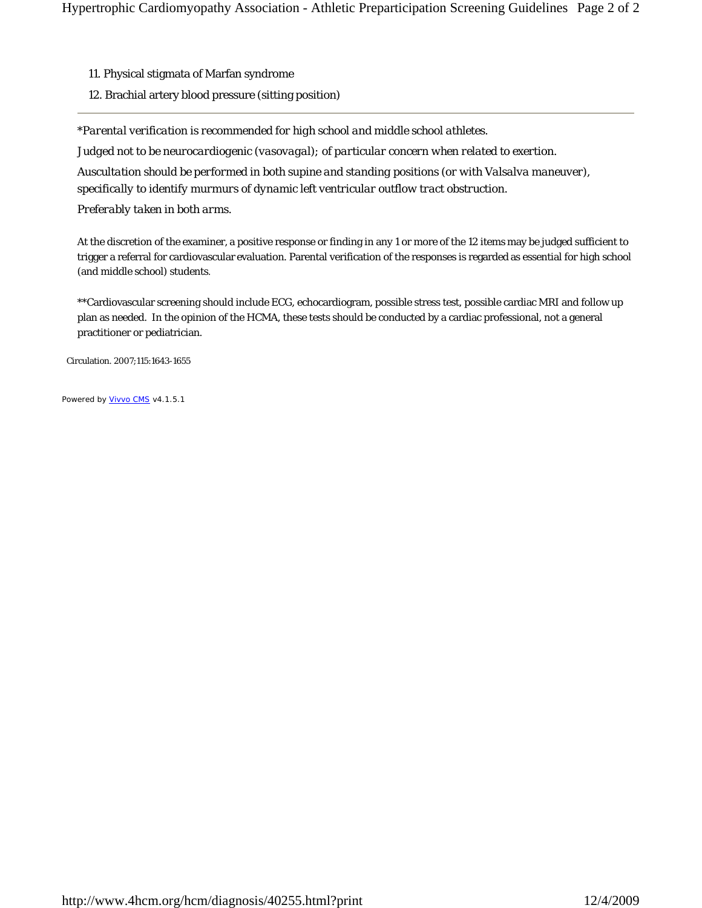11. Physical stigmata of Marfan syndrome
12. Brachial artery blood pressure (sitting position)

---

*\*Parental verification is recommended for high school and middle school athletes.*

*Judged not to be neurocardiogenic (vasovagal); of particular concern when related to exertion.*

*Auscultation should be performed in both supine and standing positions (or with Valsalva maneuver), specifically to identify murmurs of dynamic left ventricular outflow tract obstruction.*

*Preferably taken in both arms.*

At the discretion of the examiner, a positive response or finding in any 1 or more of the 12 items may be judged sufficient to trigger a referral for cardiovascular evaluation. Parental verification of the responses is regarded as essential for high school (and middle school) students.

**Cardiovascular screening should include ECG, echocardiogram, possible stress test, possible cardiac MRI and follow up plan as needed. In the opinion of the HCMA, these tests should be conducted by a cardiac professional, not a general practitioner or pediatrician.

Circulation. 2007;115:1643-1655

Powered by Vivvo CMS v4.1.5.1